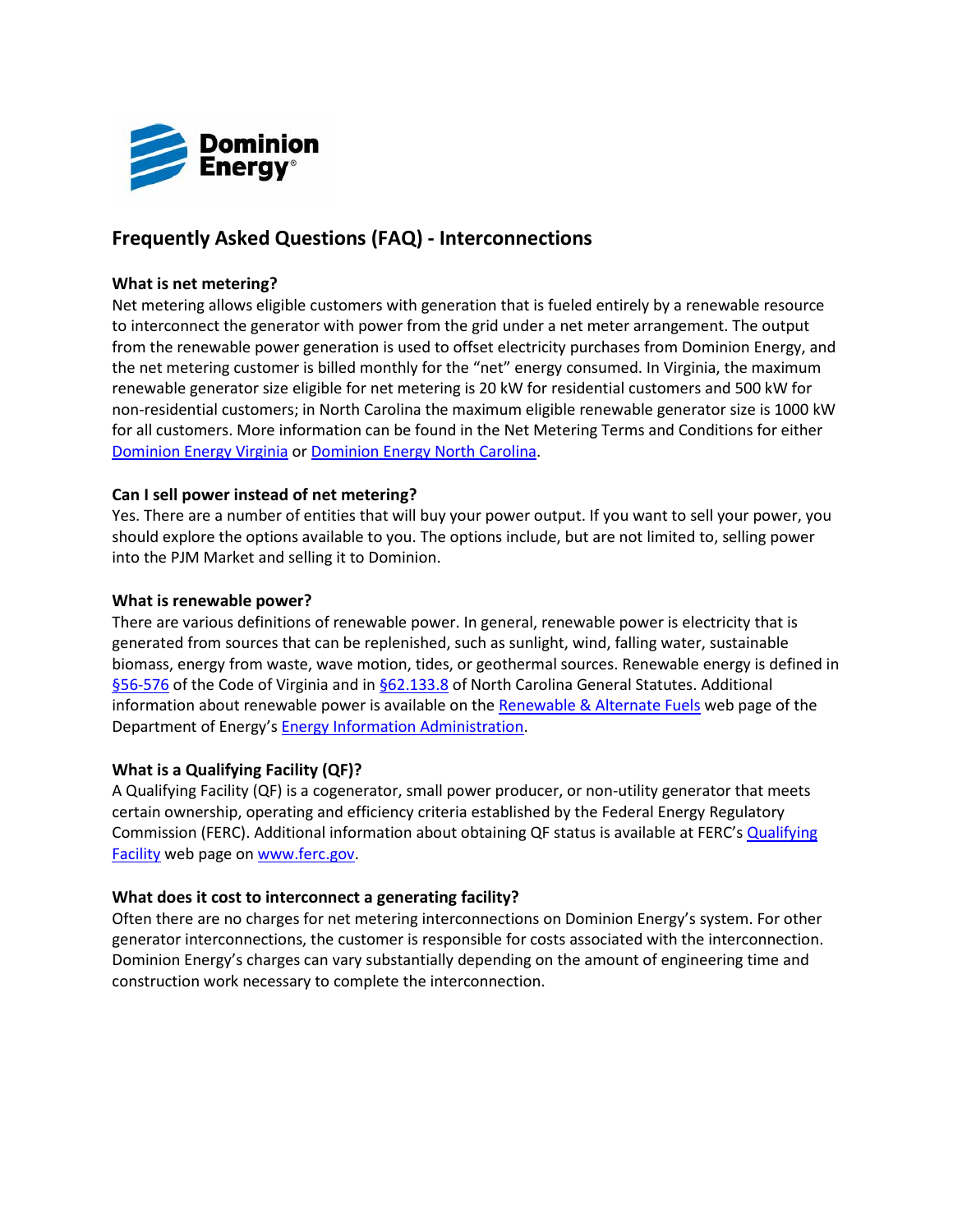# Frequently Asked Questions (FAQ) - Interconnections

### What is net metering?

Net metering allows eligible customers with generation that is fueled entirely by a renewable resource to interconnect the generator with power from the grid under a net meter arrangement. The output from the renewable power generation is used to offset electricity purchases from Dominion Energy, and the net metering customer is billed monthly for the "net" energy consumed. In Virginia, the maximum renewable generator size eligible for net metering is 20 kW for residential customers and 500 kW for non-residential customers; in North Carolina the maximum eligible renewable generator size is 1000 kW for all customers. More information can be found in the Net Metering Terms and Conditions for either Dominion Energy Virginia or Dominion Energy North Carolina.

### Can I sell power instead of net metering?

Yes. There are a number of entities that will buy your power output. If you want to sell your power, you should explore the options available to you. The options include, but are not limited to, selling power into the PJM Market and selling it to Dominion.

### What is renewable power?

There are various definitions of renewable power. In general, renewable power is electricity that is generated from sources that can be replenished, such as sunlight, wind, falling water, sustainable biomass, energy from waste, wave motion, tides, or geothermal sources. Renewable energy is defined in §56-576 of the Code of Virginia and in §62.133.8 of North Carolina General Statutes. Additional information about renewable power is available on the Renewable & Alternate Fuels web page of the Department of Energy's Energy Information Administration.

### What is a Qualifying Facility (QF)?

A Qualifying Facility (QF) is a cogenerator, small power producer, or non-utility generator that meets certain ownership, operating and efficiency criteria established by the Federal Energy Regulatory Commission (FERC). Additional information about obtaining QF status is available at FERC's Qualifying Facility web page on www.ferc.gov.

### What does it cost to interconnect a generating facility?

Often there are no charges for net metering interconnections on Dominion Energy's system. For other generator interconnections, the customer is responsible for costs associated with the interconnection. Dominion Energy's charges can vary substantially depending on the amount of engineering time and construction work necessary to complete the interconnection.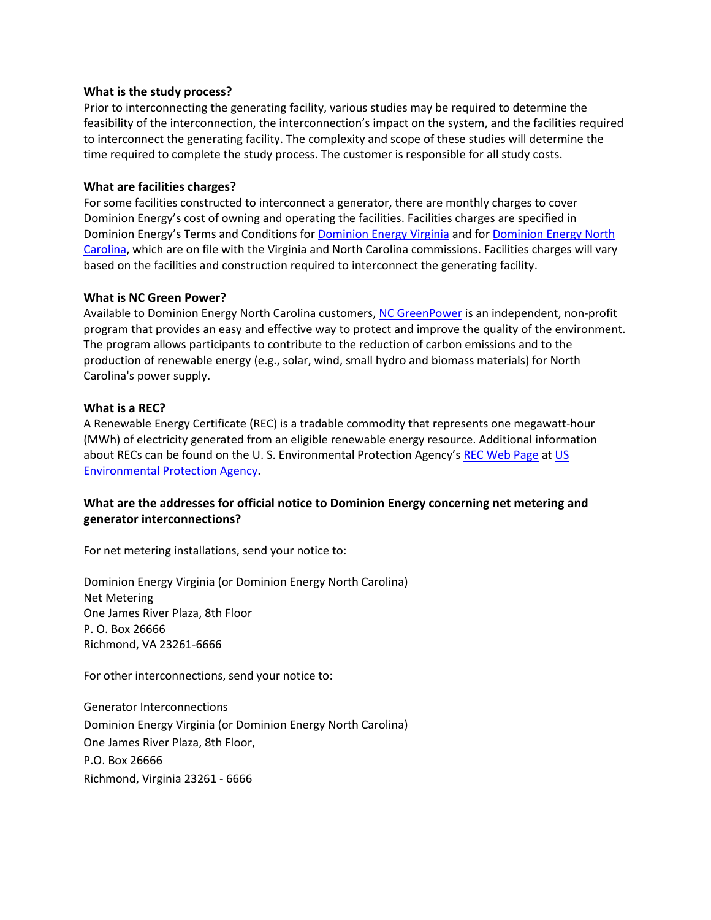**What is the study process?**

Prior to interconnecting the generating facility, various studies may be required to determine the feasibility of the interconnection, the interconnection's impact on the system, and the facilities required to interconnect the generating facility. The complexity and scope of these studies will determine the time required to complete the study process. The customer is responsible for all study costs.

**What are facilities charges?**

For some facilities constructed to interconnect a generator, there are monthly charges to cover Dominion Energy's cost of owning and operating the facilities. Facilities charges are specified in Dominion Energy's Terms and Conditions for Dominion Energy Virginia and for Dominion Energy North Carolina, which are on file with the Virginia and North Carolina commissions. Facilities charges will vary based on the facilities and construction required to interconnect the generating facility.

**What is NC Green Power?**

Available to Dominion Energy North Carolina customers, NC GreenPower is an independent, non-profit program that provides an easy and effective way to protect and improve the quality of the environment. The program allows participants to contribute to the reduction of carbon emissions and to the production of renewable energy (e.g., solar, wind, small hydro and biomass materials) for North Carolina's power supply.

**What is a REC?**

A Renewable Energy Certificate (REC) is a tradable commodity that represents one megawatt-hour (MWh) of electricity generated from an eligible renewable energy resource. Additional information about RECs can be found on the U. S. Environmental Protection Agency's REC Web Page at US Environmental Protection Agency.

**What are the addresses for official notice to Dominion Energy concerning net metering and generator interconnections?**

For net metering installations, send your notice to:

Dominion Energy Virginia (or Dominion Energy North Carolina)
Net Metering
One James River Plaza, 8th Floor
P. O. Box 26666
Richmond, VA 23261-6666

For other interconnections, send your notice to:

Generator Interconnections
Dominion Energy Virginia (or Dominion Energy North Carolina)
One James River Plaza, 8th Floor,
P.O. Box 26666
Richmond, Virginia 23261 - 6666